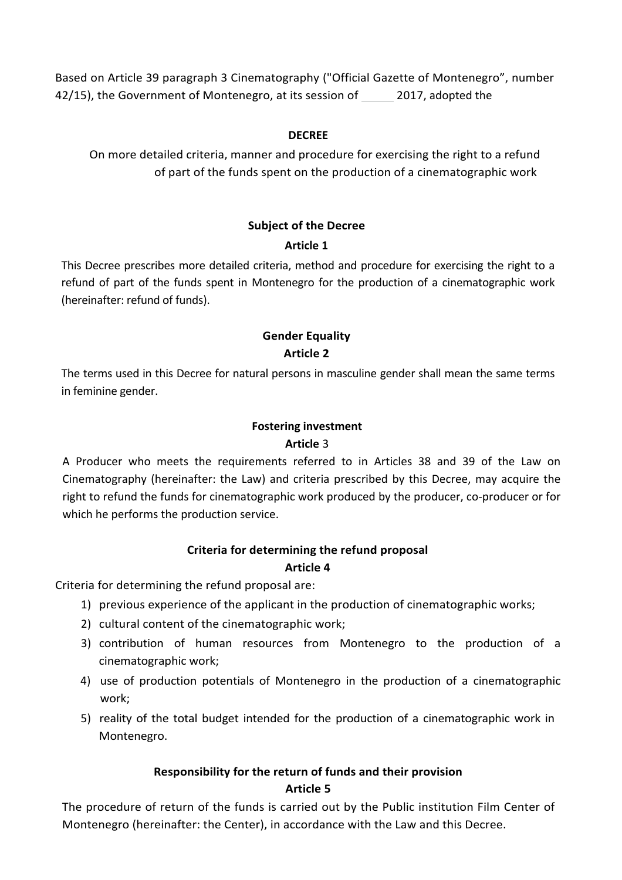Based on Article 39 paragraph 3 Cinematography ("Official Gazette of Montenegro", number 42/15), the Government of Montenegro, at its session of ______ 2017, adopted the

# DECREE

On more detailed criteria, manner and procedure for exercising the right to a refund of part of the funds spent on the production of a cinematographic work

## Subject of the Decree

### Article 1

This Decree prescribes more detailed criteria, method and procedure for exercising the right to a refund of part of the funds spent in Montenegro for the production of a cinematographic work (hereinafter: refund of funds).

## Gender Equality

### Article 2

The terms used in this Decree for natural persons in masculine gender shall mean the same terms in feminine gender.

## Fostering investment

### Article 3

A Producer who meets the requirements referred to in Articles 38 and 39 of the Law on Cinematography (hereinafter: the Law) and criteria prescribed by this Decree, may acquire the right to refund the funds for cinematographic work produced by the producer, co-producer or for which he performs the production service.

## Criteria for determining the refund proposal

### Article 4

Criteria for determining the refund proposal are:

1) previous experience of the applicant in the production of cinematographic works;
2) cultural content of the cinematographic work;
3) contribution of human resources from Montenegro to the production of a cinematographic work;
4) use of production potentials of Montenegro in the production of a cinematographic work;
5) reality of the total budget intended for the production of a cinematographic work in Montenegro.

## Responsibility for the return of funds and their provision

### Article 5

The procedure of return of the funds is carried out by the Public institution Film Center of Montenegro (hereinafter: the Center), in accordance with the Law and this Decree.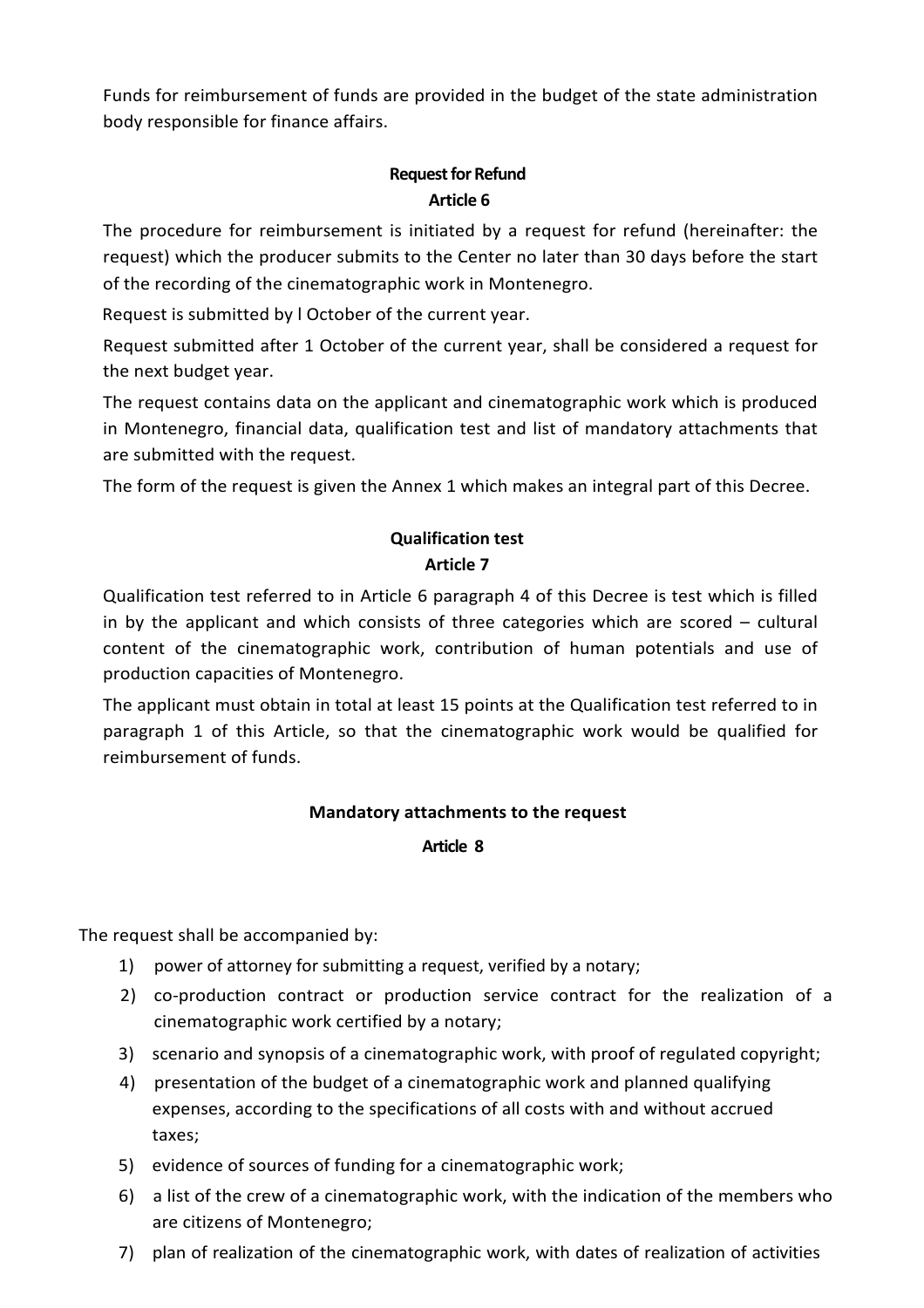Funds for reimbursement of funds are provided in the budget of the state administration body responsible for finance affairs.

### Request for Refund
### Article 6

The procedure for reimbursement is initiated by a request for refund (hereinafter: the request) which the producer submits to the Center no later than 30 days before the start of the recording of the cinematographic work in Montenegro.

Request is submitted by l October of the current year.

Request submitted after 1 October of the current year, shall be considered a request for the next budget year.

The request contains data on the applicant and cinematographic work which is produced in Montenegro, financial data, qualification test and list of mandatory attachments that are submitted with the request.

The form of the request is given the Annex 1 which makes an integral part of this Decree.

### Qualification test
### Article 7

Qualification test referred to in Article 6 paragraph 4 of this Decree is test which is filled in by the applicant and which consists of three categories which are scored – cultural content of the cinematographic work, contribution of human potentials and use of production capacities of Montenegro.

The applicant must obtain in total at least 15 points at the Qualification test referred to in paragraph 1 of this Article, so that the cinematographic work would be qualified for reimbursement of funds.

### Mandatory attachments to the request
### Article 8

The request shall be accompanied by:

1) power of attorney for submitting a request, verified by a notary;
2) co-production contract or production service contract for the realization of a cinematographic work certified by a notary;
3) scenario and synopsis of a cinematographic work, with proof of regulated copyright;
4) presentation of the budget of a cinematographic work and planned qualifying expenses, according to the specifications of all costs with and without accrued taxes;
5) evidence of sources of funding for a cinematographic work;
6) a list of the crew of a cinematographic work, with the indication of the members who are citizens of Montenegro;
7) plan of realization of the cinematographic work, with dates of realization of activities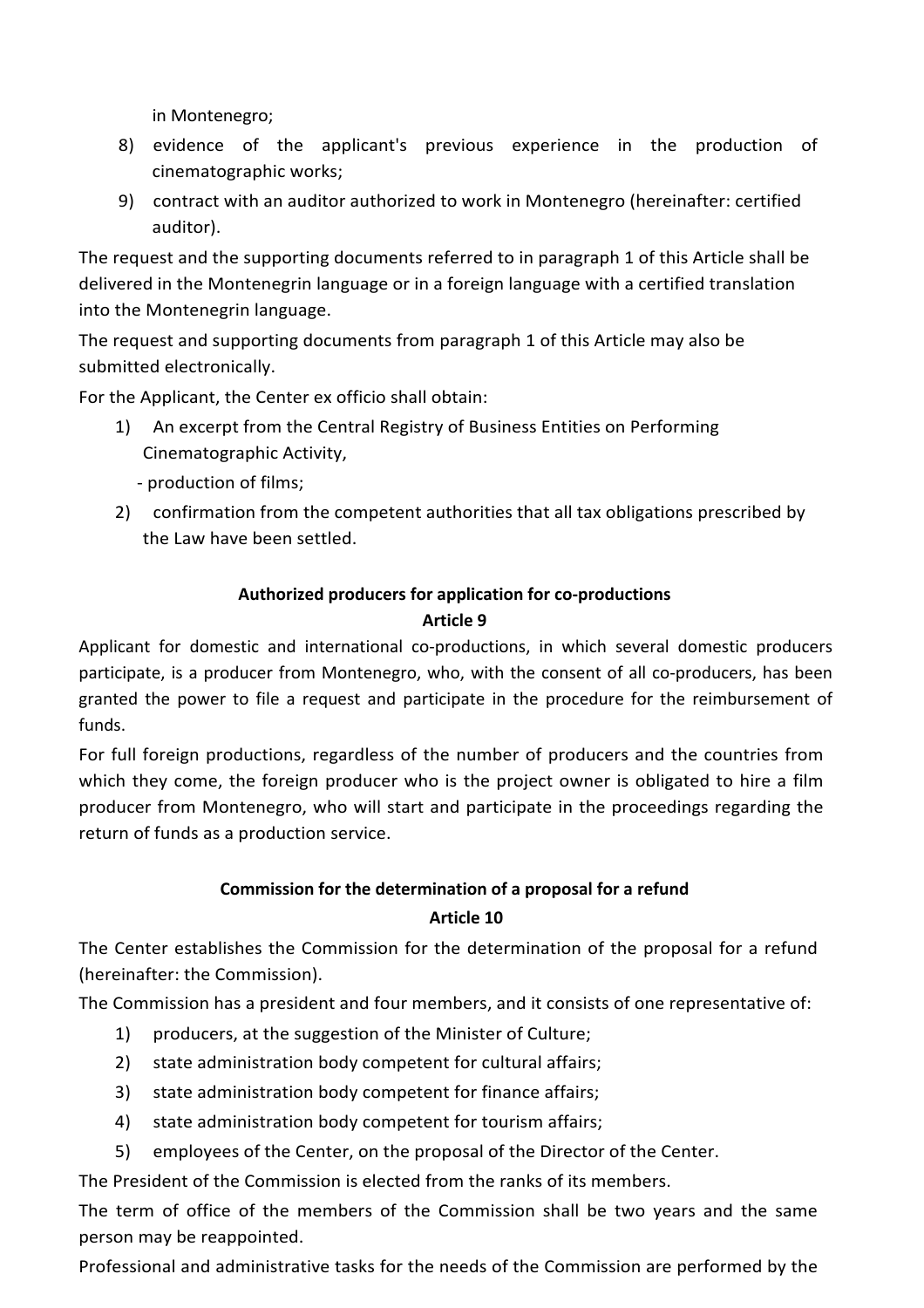in Montenegro;

8) evidence of the applicant's previous experience in the production of cinematographic works;
9) contract with an auditor authorized to work in Montenegro (hereinafter: certified auditor).

The request and the supporting documents referred to in paragraph 1 of this Article shall be delivered in the Montenegrin language or in a foreign language with a certified translation into the Montenegrin language.

The request and supporting documents from paragraph 1 of this Article may also be submitted electronically.

For the Applicant, the Center ex officio shall obtain:

1) An excerpt from the Central Registry of Business Entities on Performing Cinematographic Activity,
   - production of films;
2) confirmation from the competent authorities that all tax obligations prescribed by the Law have been settled.

**Authorized producers for application for co-productions**
**Article 9**

Applicant for domestic and international co-productions, in which several domestic producers participate, is a producer from Montenegro, who, with the consent of all co-producers, has been granted the power to file a request and participate in the procedure for the reimbursement of funds.

For full foreign productions, regardless of the number of producers and the countries from which they come, the foreign producer who is the project owner is obligated to hire a film producer from Montenegro, who will start and participate in the proceedings regarding the return of funds as a production service.

**Commission for the determination of a proposal for a refund**
**Article 10**

The Center establishes the Commission for the determination of the proposal for a refund (hereinafter: the Commission).

The Commission has a president and four members, and it consists of one representative of:

1) producers, at the suggestion of the Minister of Culture;
2) state administration body competent for cultural affairs;
3) state administration body competent for finance affairs;
4) state administration body competent for tourism affairs;
5) employees of the Center, on the proposal of the Director of the Center.

The President of the Commission is elected from the ranks of its members.

The term of office of the members of the Commission shall be two years and the same person may be reappointed.

Professional and administrative tasks for the needs of the Commission are performed by the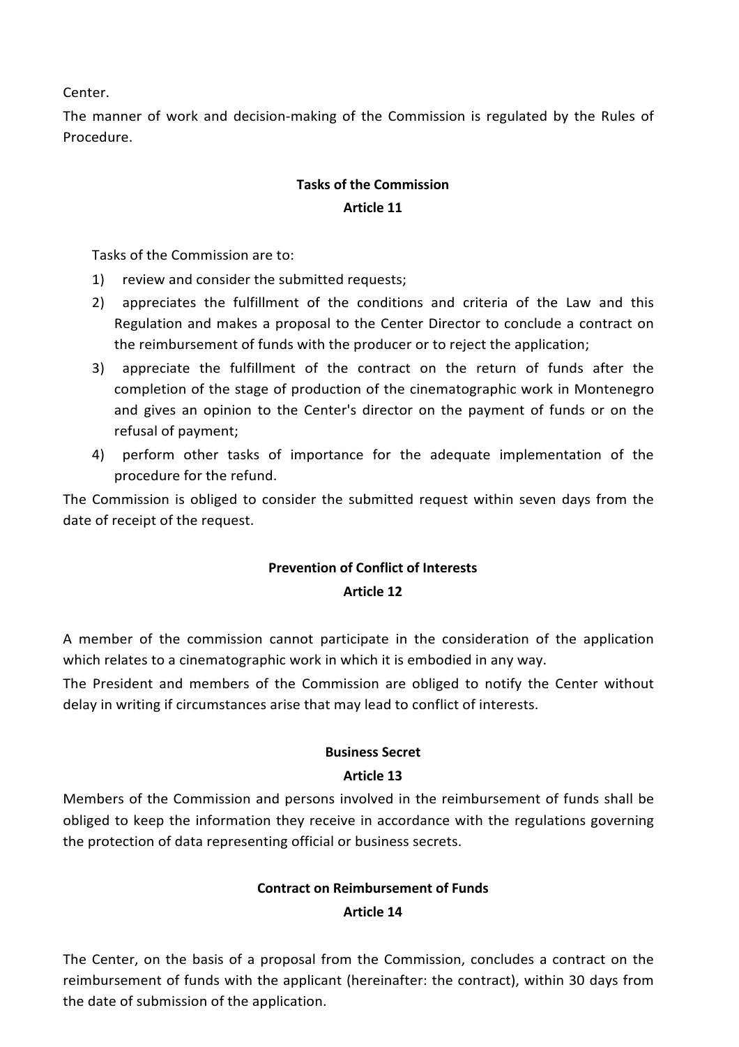Center.

The manner of work and decision-making of the Commission is regulated by the Rules of Procedure.

**Tasks of the Commission**
**Article 11**

Tasks of the Commission are to:

1) review and consider the submitted requests;
2) appreciates the fulfillment of the conditions and criteria of the Law and this Regulation and makes a proposal to the Center Director to conclude a contract on the reimbursement of funds with the producer or to reject the application;
3) appreciate the fulfillment of the contract on the return of funds after the completion of the stage of production of the cinematographic work in Montenegro and gives an opinion to the Center's director on the payment of funds or on the refusal of payment;
4) perform other tasks of importance for the adequate implementation of the procedure for the refund.

The Commission is obliged to consider the submitted request within seven days from the date of receipt of the request.

**Prevention of Conflict of Interests**
**Article 12**

A member of the commission cannot participate in the consideration of the application which relates to a cinematographic work in which it is embodied in any way.

The President and members of the Commission are obliged to notify the Center without delay in writing if circumstances arise that may lead to conflict of interests.

**Business Secret**
**Article 13**

Members of the Commission and persons involved in the reimbursement of funds shall be obliged to keep the information they receive in accordance with the regulations governing the protection of data representing official or business secrets.

**Contract on Reimbursement of Funds**
**Article 14**

The Center, on the basis of a proposal from the Commission, concludes a contract on the reimbursement of funds with the applicant (hereinafter: the contract), within 30 days from the date of submission of the application.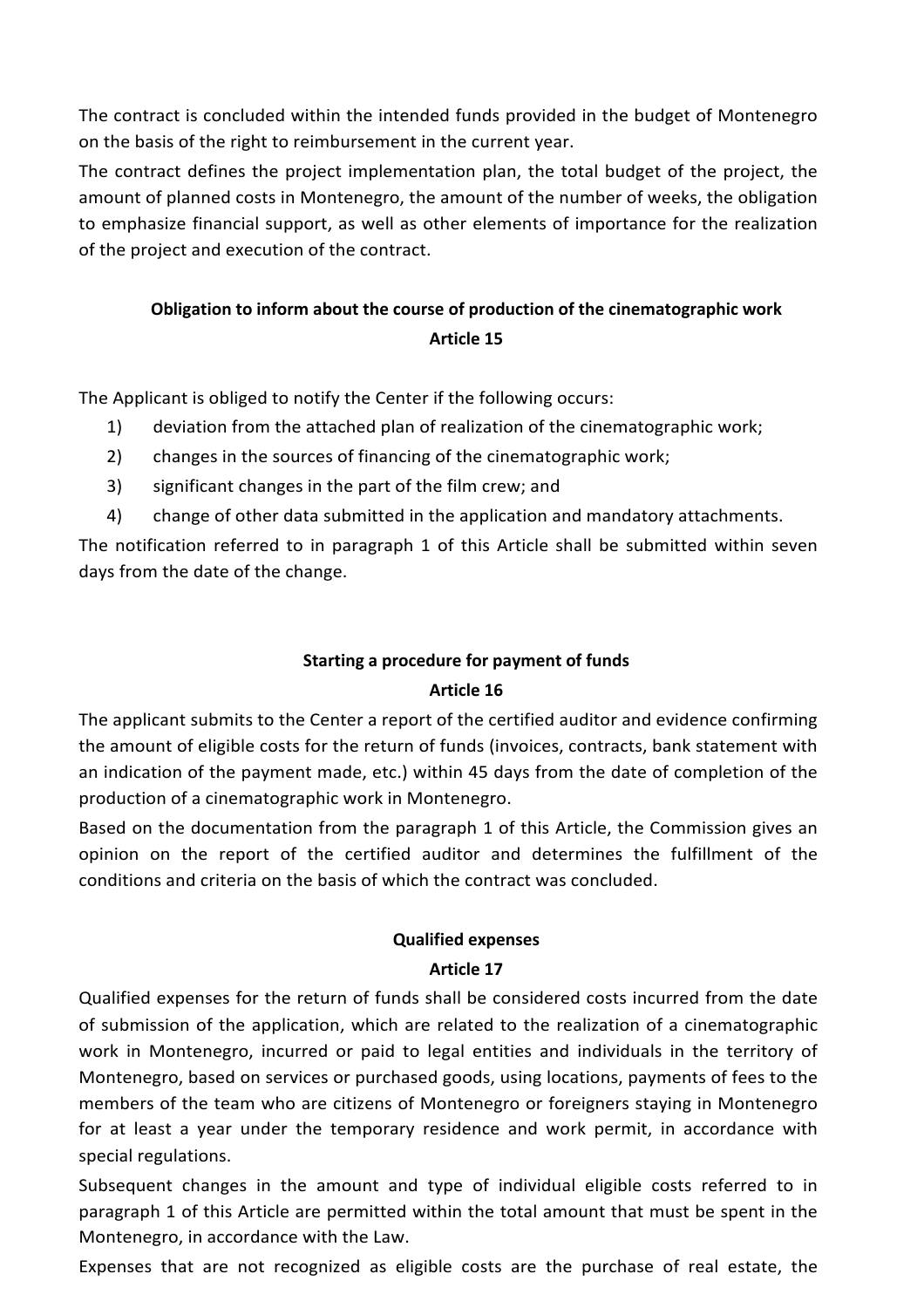The contract is concluded within the intended funds provided in the budget of Montenegro on the basis of the right to reimbursement in the current year.

The contract defines the project implementation plan, the total budget of the project, the amount of planned costs in Montenegro, the amount of the number of weeks, the obligation to emphasize financial support, as well as other elements of importance for the realization of the project and execution of the contract.

### Obligation to inform about the course of production of the cinematographic work
### Article 15

The Applicant is obliged to notify the Center if the following occurs:

1) deviation from the attached plan of realization of the cinematographic work;
2) changes in the sources of financing of the cinematographic work;
3) significant changes in the part of the film crew; and
4) change of other data submitted in the application and mandatory attachments.

The notification referred to in paragraph 1 of this Article shall be submitted within seven days from the date of the change.

### Starting a procedure for payment of funds
### Article 16

The applicant submits to the Center a report of the certified auditor and evidence confirming the amount of eligible costs for the return of funds (invoices, contracts, bank statement with an indication of the payment made, etc.) within 45 days from the date of completion of the production of a cinematographic work in Montenegro.

Based on the documentation from the paragraph 1 of this Article, the Commission gives an opinion on the report of the certified auditor and determines the fulfillment of the conditions and criteria on the basis of which the contract was concluded.

### Qualified expenses
### Article 17

Qualified expenses for the return of funds shall be considered costs incurred from the date of submission of the application, which are related to the realization of a cinematographic work in Montenegro, incurred or paid to legal entities and individuals in the territory of Montenegro, based on services or purchased goods, using locations, payments of fees to the members of the team who are citizens of Montenegro or foreigners staying in Montenegro for at least a year under the temporary residence and work permit, in accordance with special regulations.

Subsequent changes in the amount and type of individual eligible costs referred to in paragraph 1 of this Article are permitted within the total amount that must be spent in the Montenegro, in accordance with the Law.

Expenses that are not recognized as eligible costs are the purchase of real estate, the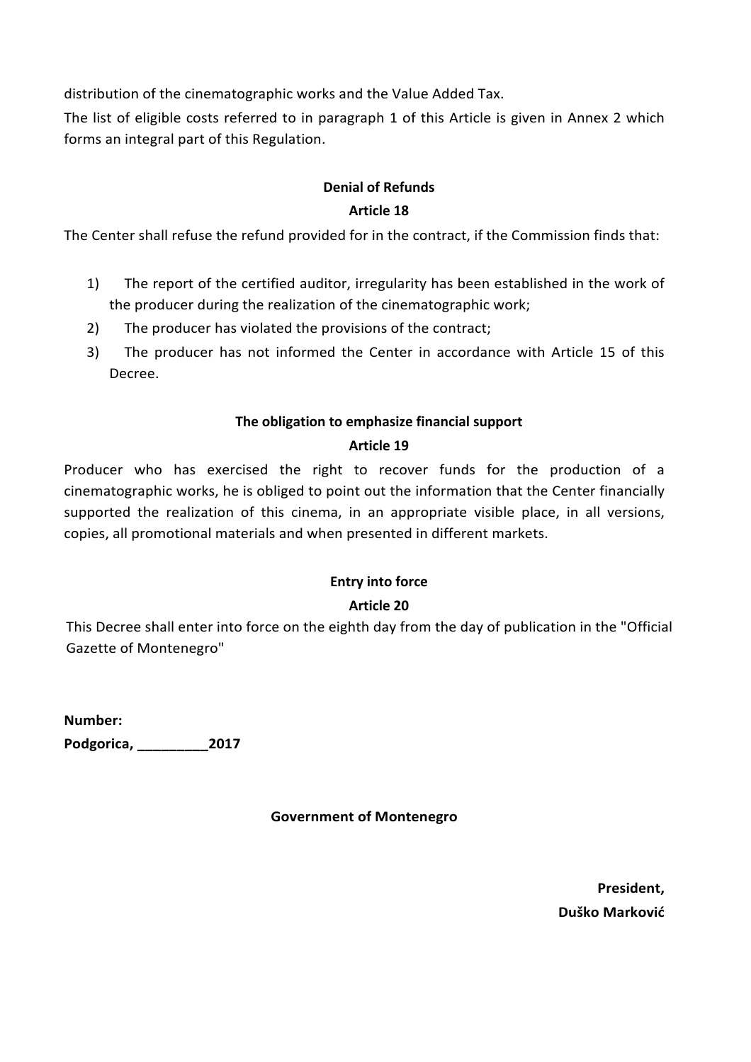distribution of the cinematographic works and the Value Added Tax.

The list of eligible costs referred to in paragraph 1 of this Article is given in Annex 2 which forms an integral part of this Regulation.

**Denial of Refunds**

**Article 18**

The Center shall refuse the refund provided for in the contract, if the Commission finds that:

1) The report of the certified auditor, irregularity has been established in the work of the producer during the realization of the cinematographic work;
2) The producer has violated the provisions of the contract;
3) The producer has not informed the Center in accordance with Article 15 of this Decree.

**The obligation to emphasize financial support**

**Article 19**

Producer who has exercised the right to recover funds for the production of a cinematographic works, he is obliged to point out the information that the Center financially supported the realization of this cinema, in an appropriate visible place, in all versions, copies, all promotional materials and when presented in different markets.

**Entry into force**

**Article 20**

This Decree shall enter into force on the eighth day from the day of publication in the "Official Gazette of Montenegro"

**Number:**

**Podgorica, _________2017**

**Government of Montenegro**

**President,**

**Duško Marković**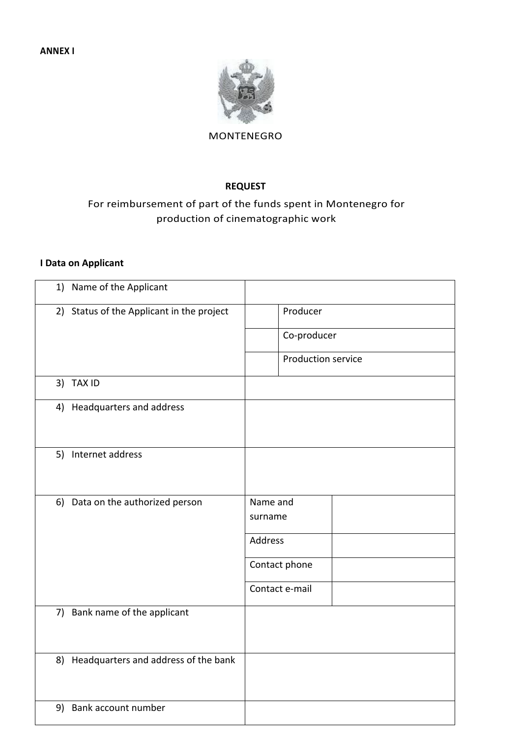**ANNEX I**

MONTENEGRO

**REQUEST**

For reimbursement of part of the funds spent in Montenegro for production of cinematographic work

**I Data on Applicant**

| | | |
|---|---|---|
| 1) Name of the Applicant | | |
| 2) Status of the Applicant in the project | | Producer |
| | | Co-producer |
| | | Production service |
| 3) TAX ID | | |
| 4) Headquarters and address | | |
| 5) Internet address | | |
| 6) Data on the authorized person | Name and surname | |
| | Address | |
| | Contact phone | |
| | Contact e-mail | |
| 7) Bank name of the applicant | | |
| 8) Headquarters and address of the bank | | |
| 9) Bank account number | | |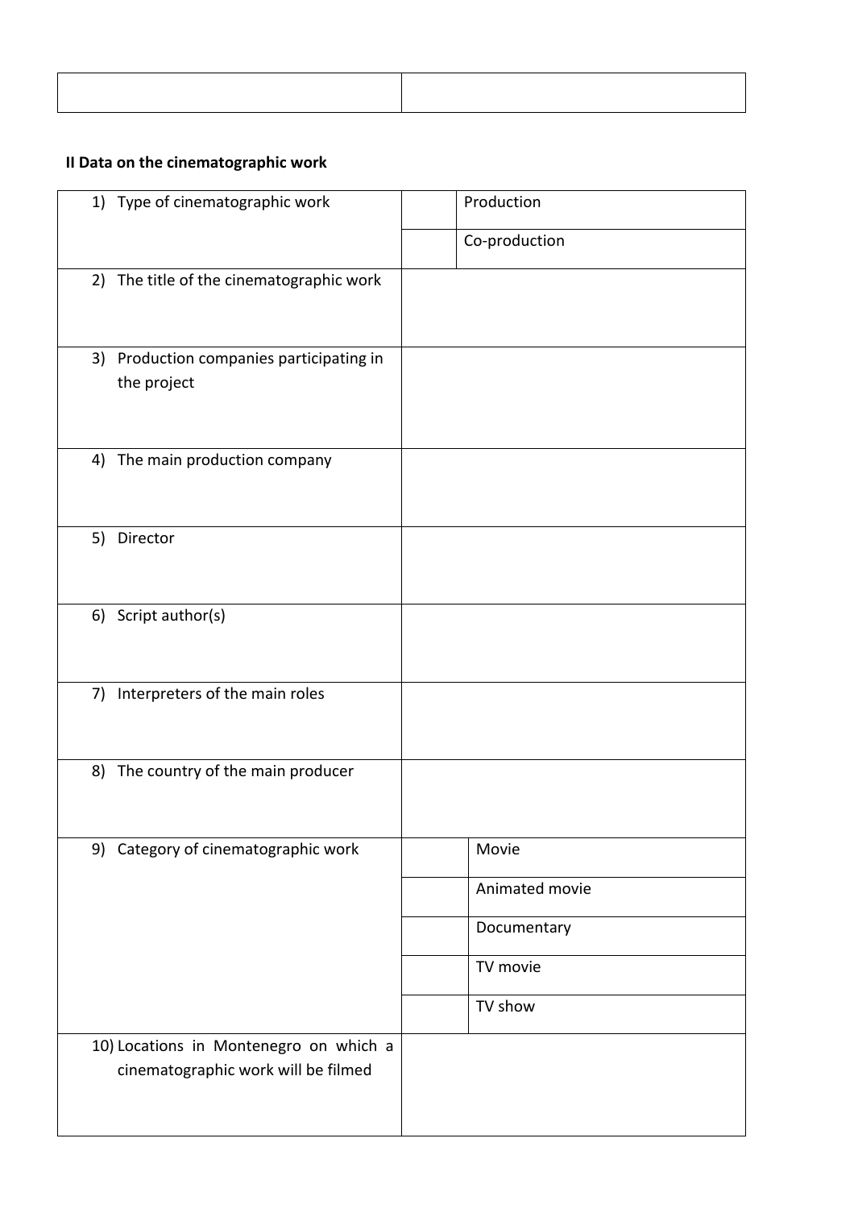| | |
|---|---|
| | |

**II Data on the cinematographic work**

| | | |
|---|---|---|
| 1) Type of cinematographic work | | Production |
| | | Co-production |
| 2) The title of the cinematographic work | | |
| 3) Production companies participating in the project | | |
| 4) The main production company | | |
| 5) Director | | |
| 6) Script author(s) | | |
| 7) Interpreters of the main roles | | |
| 8) The country of the main producer | | |
| 9) Category of cinematographic work | | Movie |
| | | Animated movie |
| | | Documentary |
| | | TV movie |
| | | TV show |
| 10) Locations in Montenegro on which a cinematographic work will be filmed | | |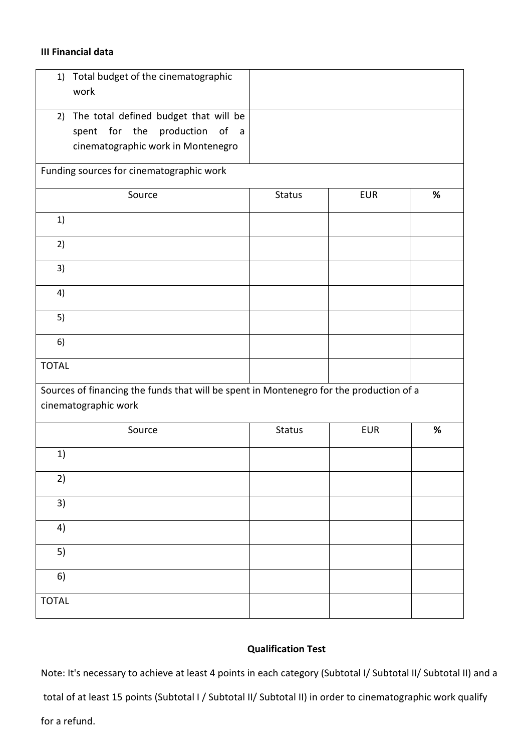**III Financial data**

| | |
|---|---|
| 1) Total budget of the cinematographic work | |
| 2) The total defined budget that will be spent for the production of a cinematographic work in Montenegro | |

| Funding sources for cinematographic work | | | |
|---|---|---|---|
| Source | Status | EUR | % |
| 1) | | | |
| 2) | | | |
| 3) | | | |
| 4) | | | |
| 5) | | | |
| 6) | | | |
| TOTAL | | | |

| Sources of financing the funds that will be spent in Montenegro for the production of a cinematographic work | | | |
|---|---|---|---|
| Source | Status | EUR | % |
| 1) | | | |
| 2) | | | |
| 3) | | | |
| 4) | | | |
| 5) | | | |
| 6) | | | |
| TOTAL | | | |

**Qualification Test**

Note: It's necessary to achieve at least 4 points in each category (Subtotal I/ Subtotal II/ Subtotal II) and a total of at least 15 points (Subtotal I / Subtotal II/ Subtotal II) in order to cinematographic work qualify for a refund.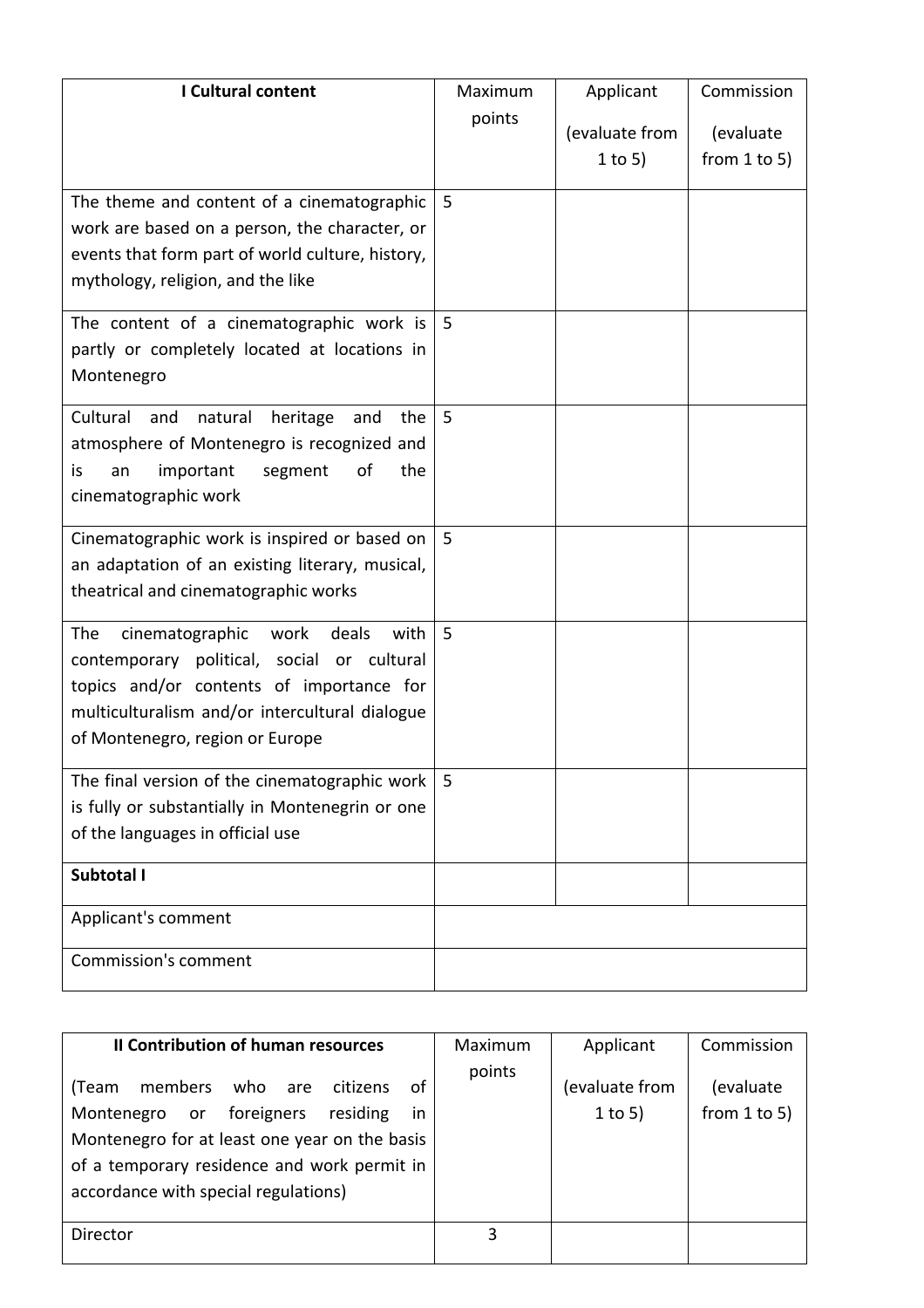| **I Cultural content** | Maximum points | Applicant (evaluate from 1 to 5) | Commission (evaluate from 1 to 5) |
|---|---|---|---|
| The theme and content of a cinematographic work are based on a person, the character, or events that form part of world culture, history, mythology, religion, and the like | 5 | | |
| The content of a cinematographic work is partly or completely located at locations in Montenegro | 5 | | |
| Cultural and natural heritage and the atmosphere of Montenegro is recognized and is an important segment of the cinematographic work | 5 | | |
| Cinematographic work is inspired or based on an adaptation of an existing literary, musical, theatrical and cinematographic works | 5 | | |
| The cinematographic work deals with contemporary political, social or cultural topics and/or contents of importance for multiculturalism and/or intercultural dialogue of Montenegro, region or Europe | 5 | | |
| The final version of the cinematographic work is fully or substantially in Montenegrin or one of the languages in official use | 5 | | |
| **Subtotal I** | | | |
| Applicant's comment | | | |
| Commission's comment | | | |

| **II Contribution of human resources** (Team members who are citizens of Montenegro or foreigners residing in Montenegro for at least one year on the basis of a temporary residence and work permit in accordance with special regulations) | Maximum points | Applicant (evaluate from 1 to 5) | Commission (evaluate from 1 to 5) |
|---|---|---|---|
| Director | 3 | | |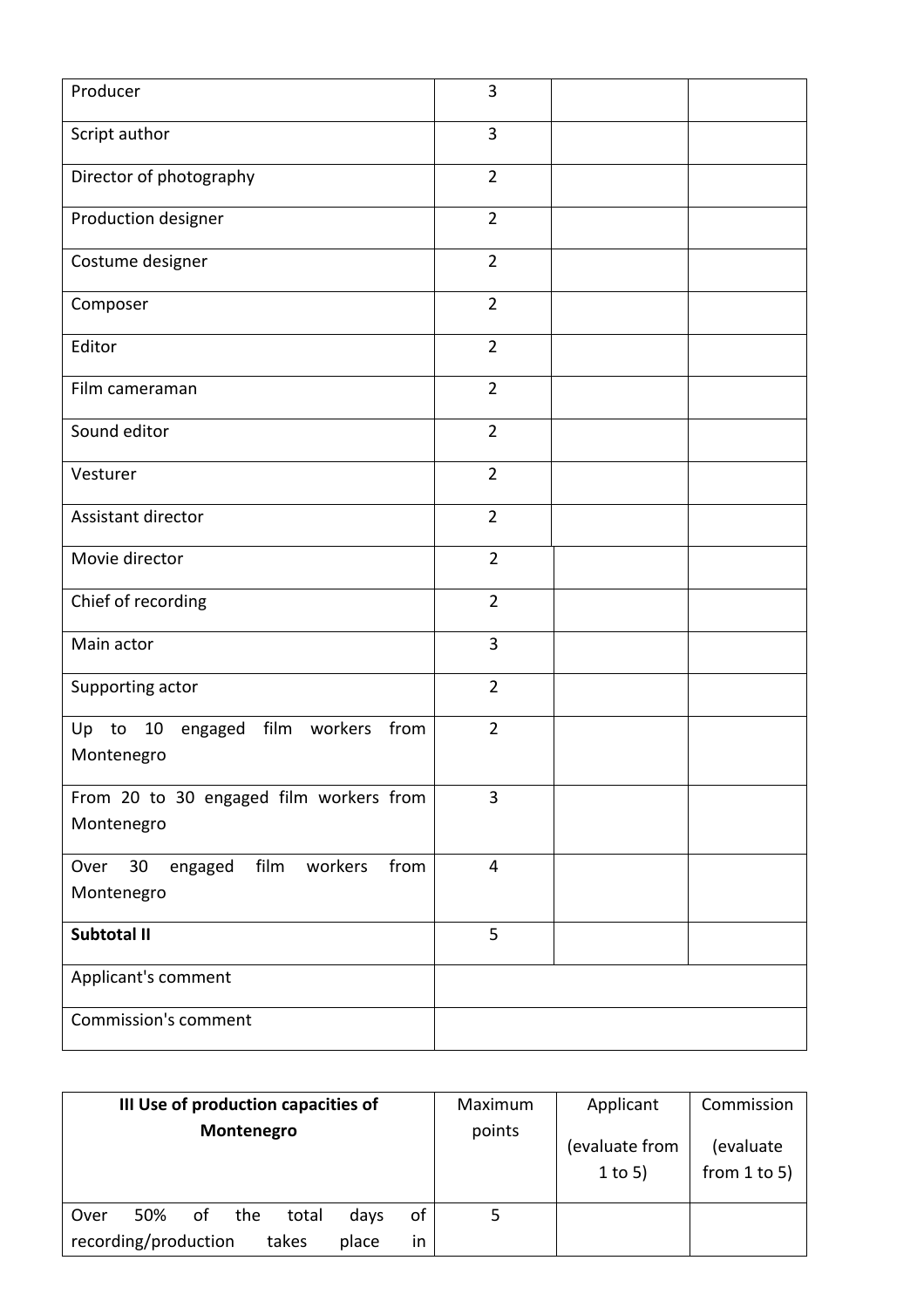| | | | |
|---|---|---|---|
| Producer | 3 | | |
| Script author | 3 | | |
| Director of photography | 2 | | |
| Production designer | 2 | | |
| Costume designer | 2 | | |
| Composer | 2 | | |
| Editor | 2 | | |
| Film cameraman | 2 | | |
| Sound editor | 2 | | |
| Vesturer | 2 | | |
| Assistant director | 2 | | |
| Movie director | 2 | | |
| Chief of recording | 2 | | |
| Main actor | 3 | | |
| Supporting actor | 2 | | |
| Up to 10 engaged film workers from Montenegro | 2 | | |
| From 20 to 30 engaged film workers from Montenegro | 3 | | |
| Over 30 engaged film workers from Montenegro | 4 | | |
| **Subtotal II** | 5 | | |
| Applicant's comment | | | |
| Commission's comment | | | |

| **III Use of production capacities of Montenegro** | Maximum points | Applicant (evaluate from 1 to 5) | Commission (evaluate from 1 to 5) |
|---|---|---|---|
| Over 50% of the total days of recording/production takes place in | 5 | | |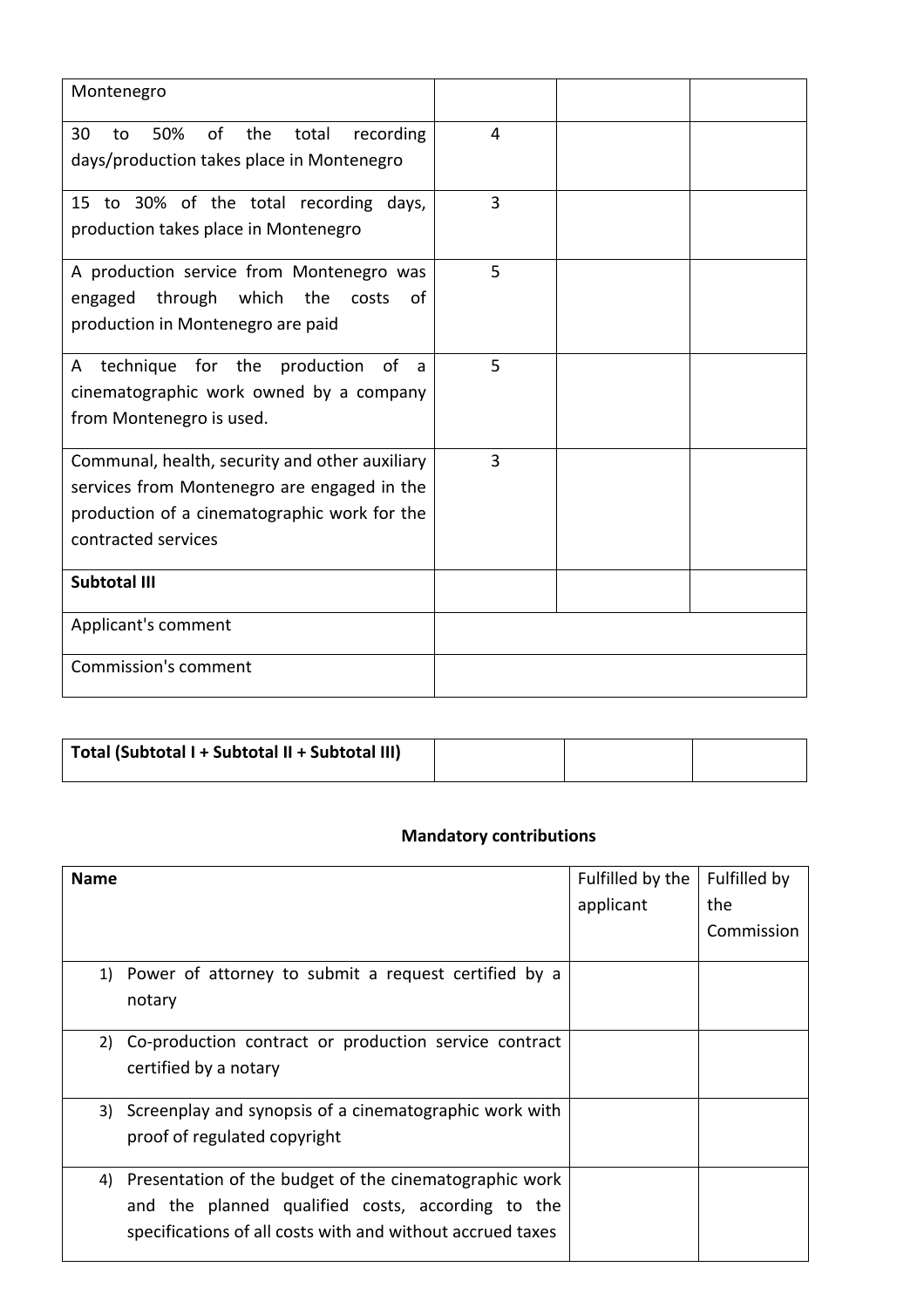| | | | |
|---|---|---|---|
| Montenegro | | | |
| 30 to 50% of the total recording days/production takes place in Montenegro | 4 | | |
| 15 to 30% of the total recording days, production takes place in Montenegro | 3 | | |
| A production service from Montenegro was engaged through which the costs of production in Montenegro are paid | 5 | | |
| A technique for the production of a cinematographic work owned by a company from Montenegro is used. | 5 | | |
| Communal, health, security and other auxiliary services from Montenegro are engaged in the production of a cinematographic work for the contracted services | 3 | | |
| **Subtotal III** | | | |
| Applicant's comment | | | |
| Commission's comment | | | |

| **Total (Subtotal I + Subtotal II + Subtotal III)** | | | |
|---|---|---|---|

**Mandatory contributions**

| **Name** | Fulfilled by the applicant | Fulfilled by the Commission |
|---|---|---|
| 1) Power of attorney to submit a request certified by a notary | | |
| 2) Co-production contract or production service contract certified by a notary | | |
| 3) Screenplay and synopsis of a cinematographic work with proof of regulated copyright | | |
| 4) Presentation of the budget of the cinematographic work and the planned qualified costs, according to the specifications of all costs with and without accrued taxes | | |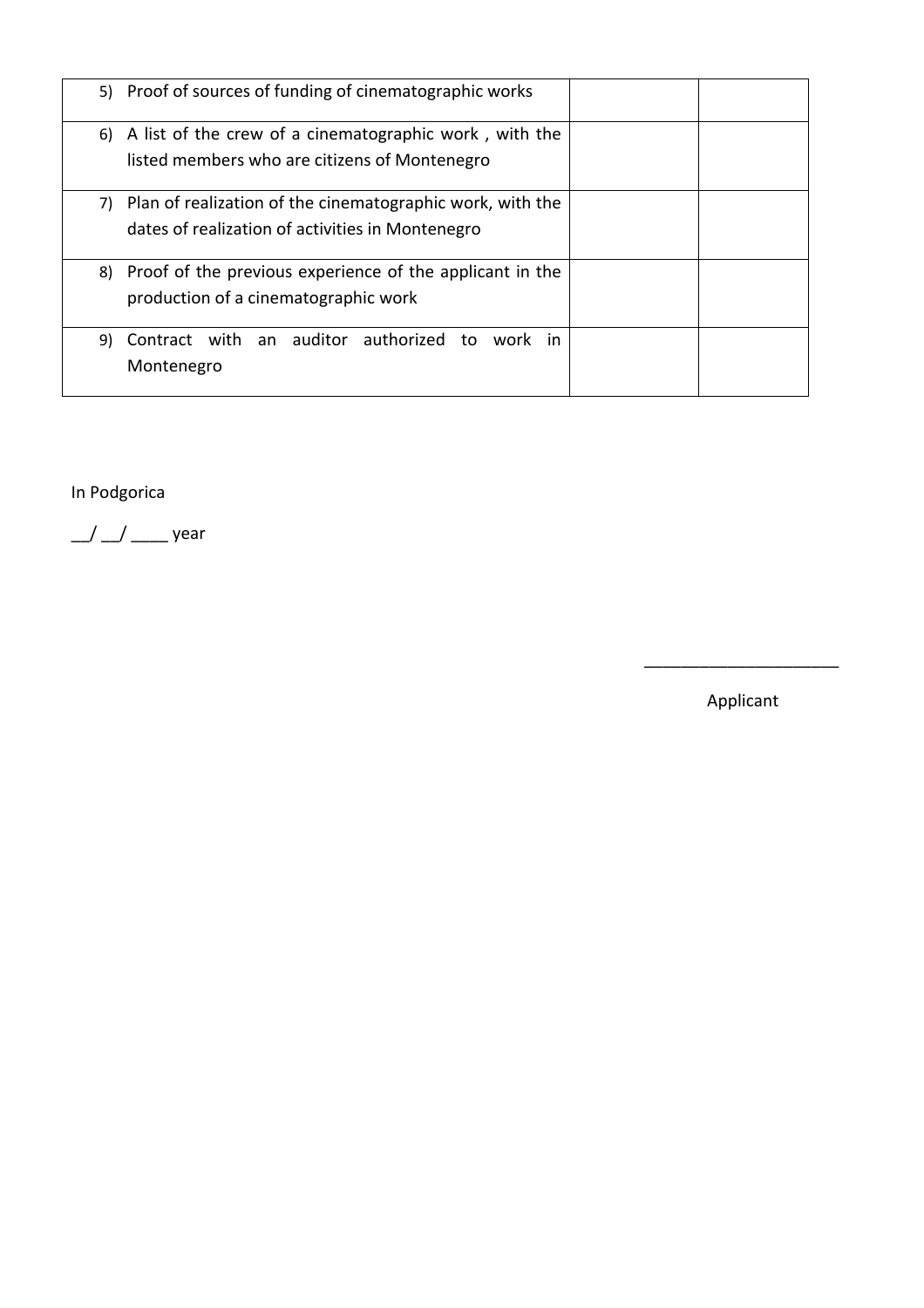| | | |
|---|---|---|
| 5) Proof of sources of funding of cinematographic works | | |
| 6) A list of the crew of a cinematographic work , with the listed members who are citizens of Montenegro | | |
| 7) Plan of realization of the cinematographic work, with the dates of realization of activities in Montenegro | | |
| 8) Proof of the previous experience of the applicant in the production of a cinematographic work | | |
| 9) Contract with an auditor authorized to work in Montenegro | | |

In Podgorica

__/ __/ ____ year

_____________________

Applicant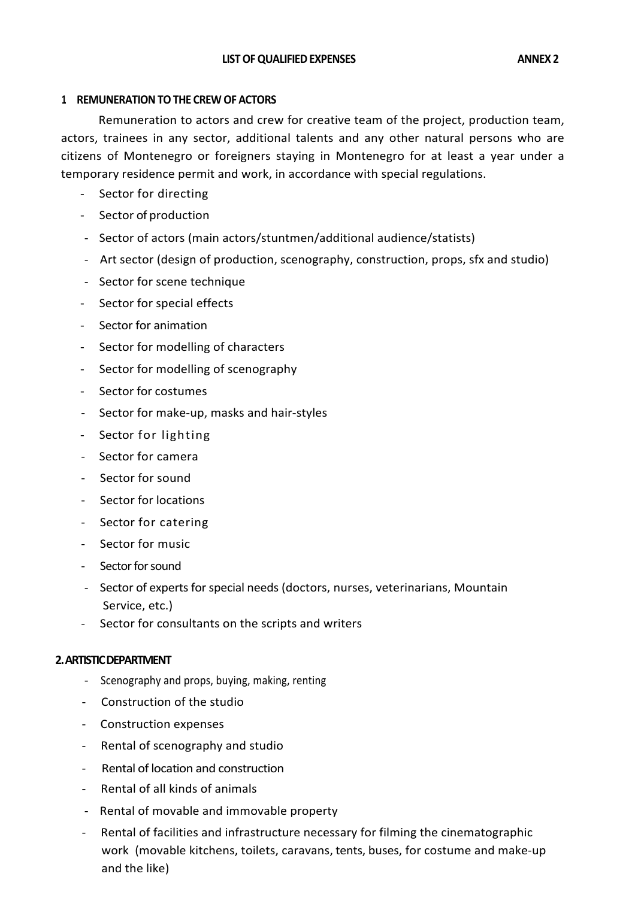**LIST OF QUALIFIED EXPENSES** **ANNEX 2**

## 1 REMUNERATION TO THE CREW OF ACTORS

Remuneration to actors and crew for creative team of the project, production team, actors, trainees in any sector, additional talents and any other natural persons who are citizens of Montenegro or foreigners staying in Montenegro for at least a year under a temporary residence permit and work, in accordance with special regulations.

- Sector for directing
- Sector of production
- Sector of actors (main actors/stuntmen/additional audience/statists)
- Art sector (design of production, scenography, construction, props, sfx and studio)
- Sector for scene technique
- Sector for special effects
- Sector for animation
- Sector for modelling of characters
- Sector for modelling of scenography
- Sector for costumes
- Sector for make-up, masks and hair-styles
- Sector for lighting
- Sector for camera
- Sector for sound
- Sector for locations
- Sector for catering
- Sector for music
- Sector for sound
- Sector of experts for special needs (doctors, nurses, veterinarians, Mountain Service, etc.)
- Sector for consultants on the scripts and writers

## 2. ARTISTIC DEPARTMENT

- Scenography and props, buying, making, renting
- Construction of the studio
- Construction expenses
- Rental of scenography and studio
- Rental of location and construction
- Rental of all kinds of animals
- Rental of movable and immovable property
- Rental of facilities and infrastructure necessary for filming the cinematographic work (movable kitchens, toilets, caravans, tents, buses, for costume and make-up and the like)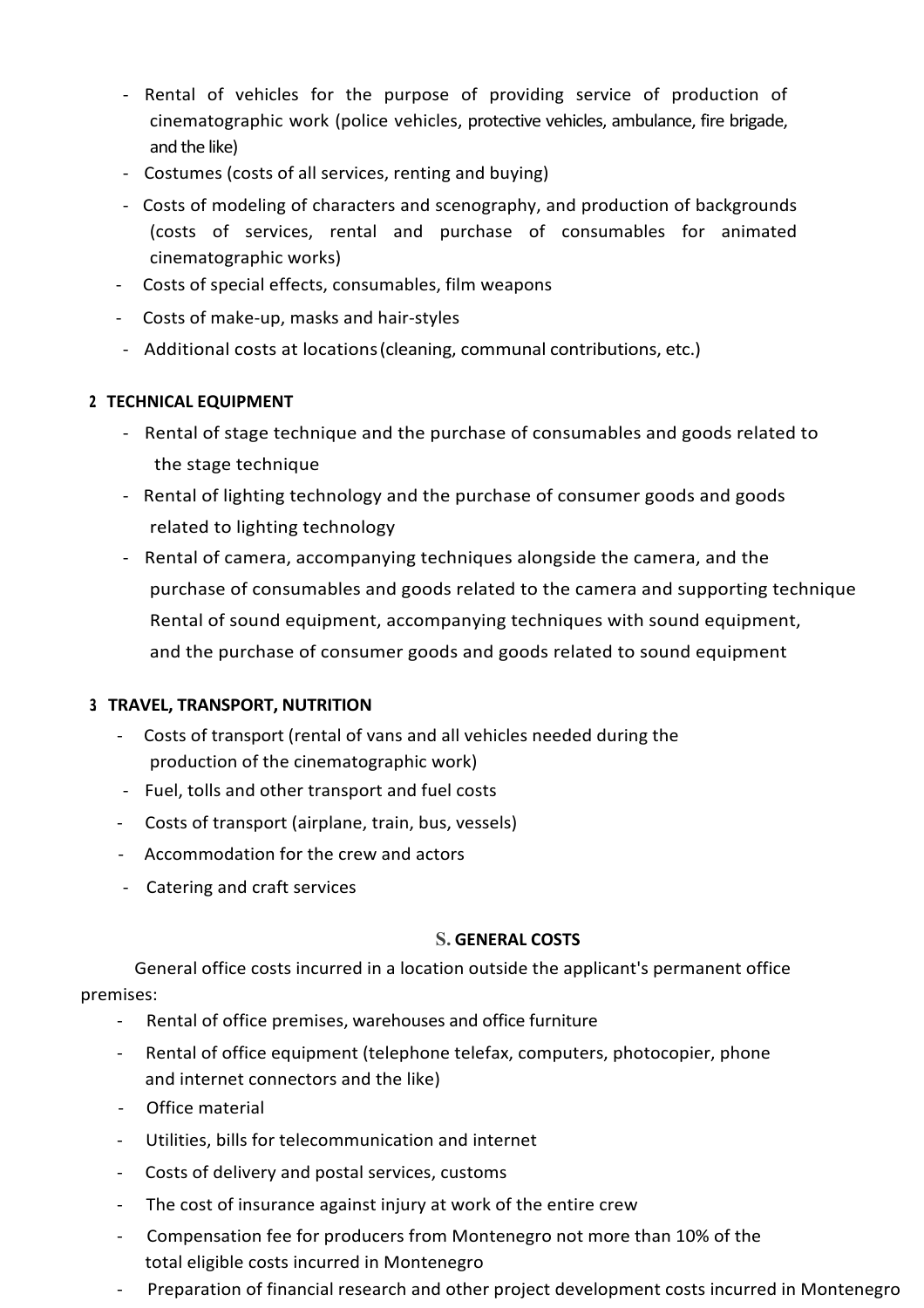- Rental of vehicles for the purpose of providing service of production of cinematographic work (police vehicles, protective vehicles, ambulance, fire brigade, and the like)
- Costumes (costs of all services, renting and buying)
- Costs of modeling of characters and scenography, and production of backgrounds (costs of services, rental and purchase of consumables for animated cinematographic works)
- Costs of special effects, consumables, film weapons
- Costs of make-up, masks and hair-styles
- Additional costs at locations (cleaning, communal contributions, etc.)

**2 TECHNICAL EQUIPMENT**

- Rental of stage technique and the purchase of consumables and goods related to the stage technique
- Rental of lighting technology and the purchase of consumer goods and goods related to lighting technology
- Rental of camera, accompanying techniques alongside the camera, and the purchase of consumables and goods related to the camera and supporting technique Rental of sound equipment, accompanying techniques with sound equipment, and the purchase of consumer goods and goods related to sound equipment

**3 TRAVEL, TRANSPORT, NUTRITION**

- Costs of transport (rental of vans and all vehicles needed during the production of the cinematographic work)
- Fuel, tolls and other transport and fuel costs
- Costs of transport (airplane, train, bus, vessels)
- Accommodation for the crew and actors
- Catering and craft services

## S. GENERAL COSTS

General office costs incurred in a location outside the applicant's permanent office premises:

- Rental of office premises, warehouses and office furniture
- Rental of office equipment (telephone telefax, computers, photocopier, phone and internet connectors and the like)
- Office material
- Utilities, bills for telecommunication and internet
- Costs of delivery and postal services, customs
- The cost of insurance against injury at work of the entire crew
- Compensation fee for producers from Montenegro not more than 10% of the total eligible costs incurred in Montenegro
- Preparation of financial research and other project development costs incurred in Montenegro